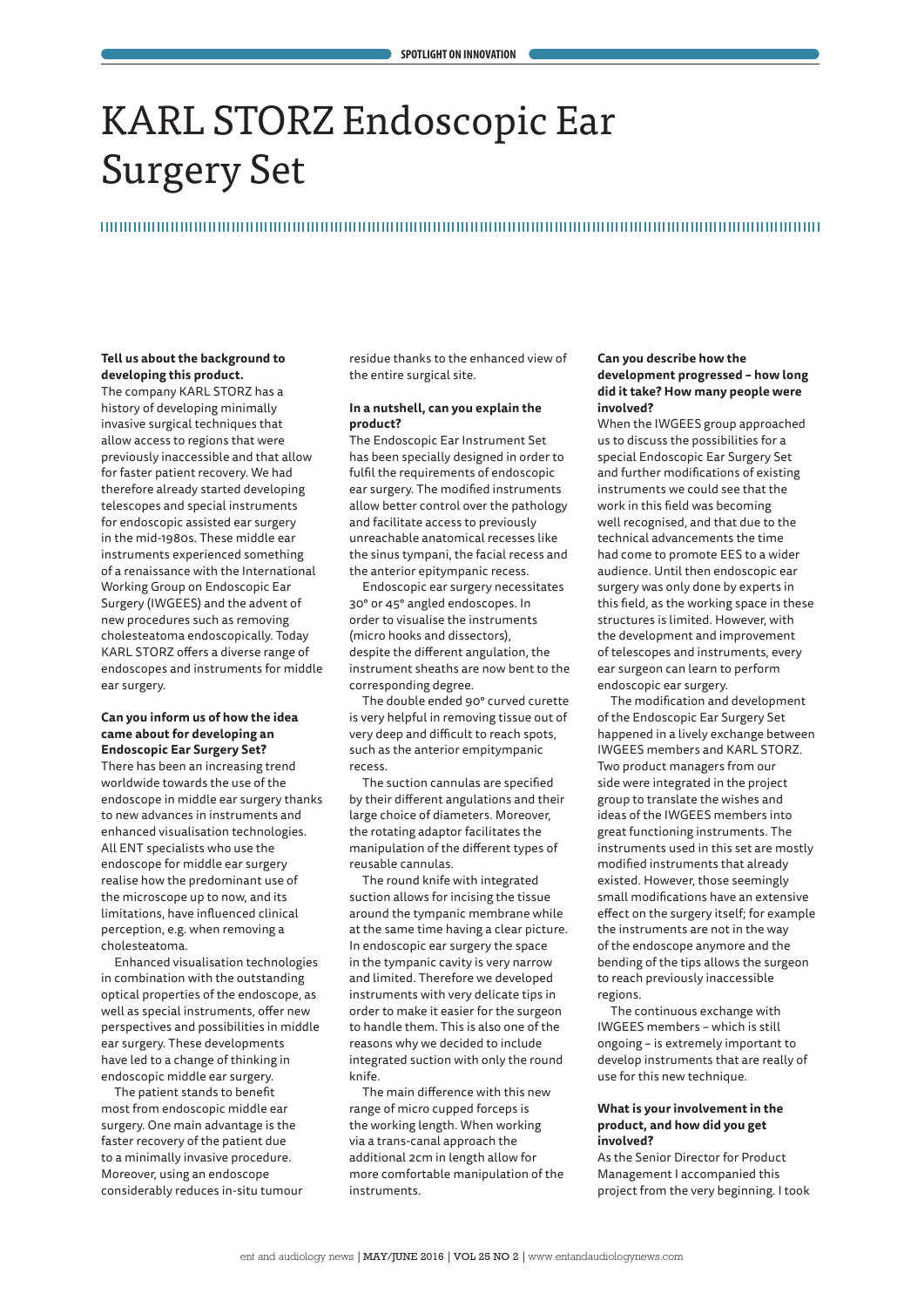# KARL STORZ Endoscopic Ear Surgery Set

**Tell us about the background to developing this product.**

The company KARL STORZ has a history of developing minimally invasive surgical techniques that allow access to regions that were previously inaccessible and that allow for faster patient recovery. We had therefore already started developing telescopes and special instruments for endoscopic assisted ear surgery in the mid-1980s. These middle ear instruments experienced something of a renaissance with the International Working Group on Endoscopic Ear Surgery (IWGEES) and the advent of new procedures such as removing cholesteatoma endoscopically. Today KARL STORZ offers a diverse range of endoscopes and instruments for middle ear surgery.

**Can you inform us of how the idea came about for developing an Endoscopic Ear Surgery Set?**

There has been an increasing trend worldwide towards the use of the endoscope in middle ear surgery thanks to new advances in instruments and enhanced visualisation technologies. All ENT specialists who use the endoscope for middle ear surgery realise how the predominant use of the microscope up to now, and its limitations, have influenced clinical perception, e.g. when removing a cholesteatoma.

Enhanced visualisation technologies in combination with the outstanding optical properties of the endoscope, as well as special instruments, offer new perspectives and possibilities in middle ear surgery. These developments have led to a change of thinking in endoscopic middle ear surgery.

The patient stands to benefit most from endoscopic middle ear surgery. One main advantage is the faster recovery of the patient due to a minimally invasive procedure. Moreover, using an endoscope considerably reduces in-situ tumour residue thanks to the enhanced view of the entire surgical site.

**In a nutshell, can you explain the product?**

The Endoscopic Ear Instrument Set has been specially designed in order to fulfil the requirements of endoscopic ear surgery. The modified instruments allow better control over the pathology and facilitate access to previously unreachable anatomical recesses like the sinus tympani, the facial recess and the anterior epitympanic recess.

Endoscopic ear surgery necessitates 30° or 45° angled endoscopes. In order to visualise the instruments (micro hooks and dissectors), despite the different angulation, the instrument sheaths are now bent to the corresponding degree.

The double ended 90° curved curette is very helpful in removing tissue out of very deep and difficult to reach spots, such as the anterior empitympanic recess.

The suction cannulas are specified by their different angulations and their large choice of diameters. Moreover, the rotating adaptor facilitates the manipulation of the different types of reusable cannulas.

The round knife with integrated suction allows for incising the tissue around the tympanic membrane while at the same time having a clear picture. In endoscopic ear surgery the space in the tympanic cavity is very narrow and limited. Therefore we developed instruments with very delicate tips in order to make it easier for the surgeon to handle them. This is also one of the reasons why we decided to include integrated suction with only the round knife.

The main difference with this new range of micro cupped forceps is the working length. When working via a trans-canal approach the additional 2cm in length allow for more comfortable manipulation of the instruments.

**Can you describe how the development progressed – how long did it take? How many people were involved?**

When the IWGEES group approached us to discuss the possibilities for a special Endoscopic Ear Surgery Set and further modifications of existing instruments we could see that the work in this field was becoming well recognised, and that due to the technical advancements the time had come to promote EES to a wider audience. Until then endoscopic ear surgery was only done by experts in this field, as the working space in these structures is limited. However, with the development and improvement of telescopes and instruments, every ear surgeon can learn to perform endoscopic ear surgery.

The modification and development of the Endoscopic Ear Surgery Set happened in a lively exchange between IWGEES members and KARL STORZ. Two product managers from our side were integrated in the project group to translate the wishes and ideas of the IWGEES members into great functioning instruments. The instruments used in this set are mostly modified instruments that already existed. However, those seemingly small modifications have an extensive effect on the surgery itself; for example the instruments are not in the way of the endoscope anymore and the bending of the tips allows the surgeon to reach previously inaccessible regions.

The continuous exchange with IWGEES members – which is still ongoing – is extremely important to develop instruments that are really of use for this new technique.

**What is your involvement in the product, and how did you get involved?**

As the Senior Director for Product Management I accompanied this project from the very beginning. I took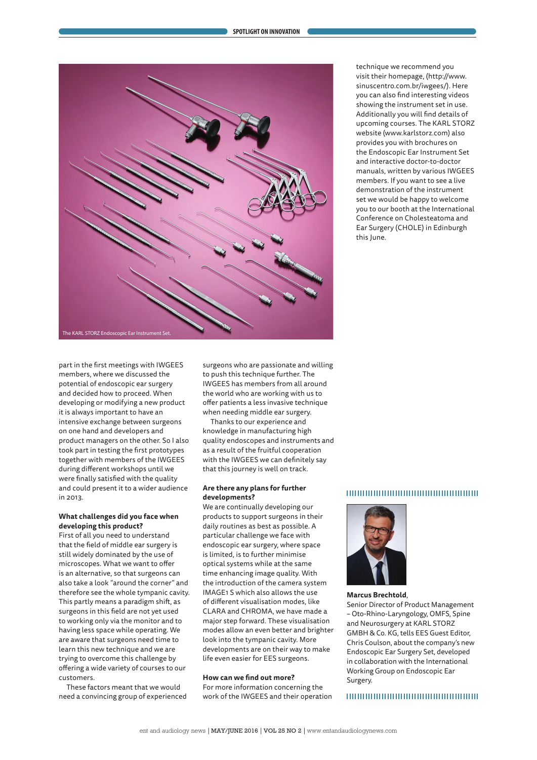The KARL STORZ Endoscopic Ear Instrument Set.

part in the first meetings with IWGEES members, where we discussed the potential of endoscopic ear surgery and decided how to proceed. When developing or modifying a new product it is always important to have an intensive exchange between surgeons on one hand and developers and product managers on the other. So I also took part in testing the first prototypes together with members of the IWGEES during different workshops until we were finally satisfied with the quality and could present it to a wider audience in 2013.

**What challenges did you face when developing this product?**

First of all you need to understand that the field of middle ear surgery is still widely dominated by the use of microscopes. What we want to offer is an alternative, so that surgeons can also take a look "around the corner" and therefore see the whole tympanic cavity. This partly means a paradigm shift, as surgeons in this field are not yet used to working only via the monitor and to having less space while operating. We are aware that surgeons need time to learn this new technique and we are trying to overcome this challenge by offering a wide variety of courses to our customers.

These factors meant that we would need a convincing group of experienced surgeons who are passionate and willing to push this technique further. The IWGEES has members from all around the world who are working with us to offer patients a less invasive technique when needing middle ear surgery.

Thanks to our experience and knowledge in manufacturing high quality endoscopes and instruments and as a result of the fruitful cooperation with the IWGEES we can definitely say that this journey is well on track.

**Are there any plans for further developments?**

We are continually developing our products to support surgeons in their daily routines as best as possible. A particular challenge we face with endoscopic ear surgery, where space is limited, is to further minimise optical systems while at the same time enhancing image quality. With the introduction of the camera system IMAGE1 S which also allows the use of different visualisation modes, like CLARA and CHROMA, we have made a major step forward. These visualisation modes allow an even better and brighter look into the tympanic cavity. More developments are on their way to make life even easier for EES surgeons.

**How can we find out more?**

For more information concerning the work of the IWGEES and their operation technique we recommend you visit their homepage, (http://www.sinuscentro.com.br/iwgees/). Here you can also find interesting videos showing the instrument set in use. Additionally you will find details of upcoming courses. The KARL STORZ website (www.karlstorz.com) also provides you with brochures on the Endoscopic Ear Instrument Set and interactive doctor-to-doctor manuals, written by various IWGEES members. If you want to see a live demonstration of the instrument set we would be happy to welcome you to our booth at the International Conference on Cholesteatoma and Ear Surgery (CHOLE) in Edinburgh this June.

**Marcus Brechtold**,
Senior Director of Product Management – Oto-Rhino-Laryngology, OMFS, Spine and Neurosurgery at KARL STORZ GMBH & Co. KG, tells EES Guest Editor, Chris Coulson, about the company's new Endoscopic Ear Surgery Set, developed in collaboration with the International Working Group on Endoscopic Ear Surgery.